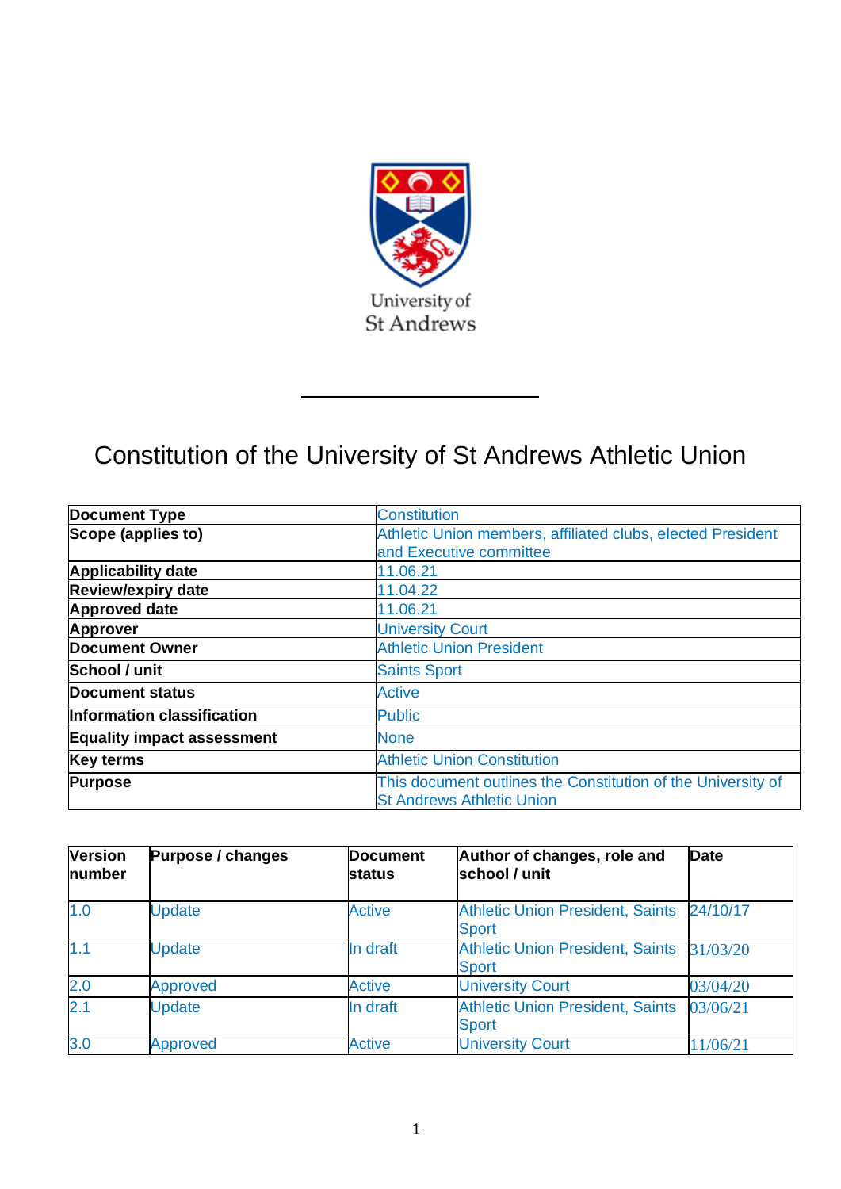University of St Andrews

# Constitution of the University of St Andrews Athletic Union

| | |
|---|---|
| **Document Type** | Constitution |
| **Scope (applies to)** | Athletic Union members, affiliated clubs, elected President and Executive committee |
| **Applicability date** | 11.06.21 |
| **Review/expiry date** | 11.04.22 |
| **Approved date** | 11.06.21 |
| **Approver** | University Court |
| **Document Owner** | Athletic Union President |
| **School / unit** | Saints Sport |
| **Document status** | Active |
| **Information classification** | Public |
| **Equality impact assessment** | None |
| **Key terms** | Athletic Union Constitution |
| **Purpose** | This document outlines the Constitution of the University of St Andrews Athletic Union |

| Version number | Purpose / changes | Document status | Author of changes, role and school / unit | Date |
|---|---|---|---|---|
| 1.0 | Update | Active | Athletic Union President, Saints Sport | 24/10/17 |
| 1.1 | Update | In draft | Athletic Union President, Saints Sport | 31/03/20 |
| 2.0 | Approved | Active | University Court | 03/04/20 |
| 2.1 | Update | In draft | Athletic Union President, Saints Sport | 03/06/21 |
| 3.0 | Approved | Active | University Court | 11/06/21 |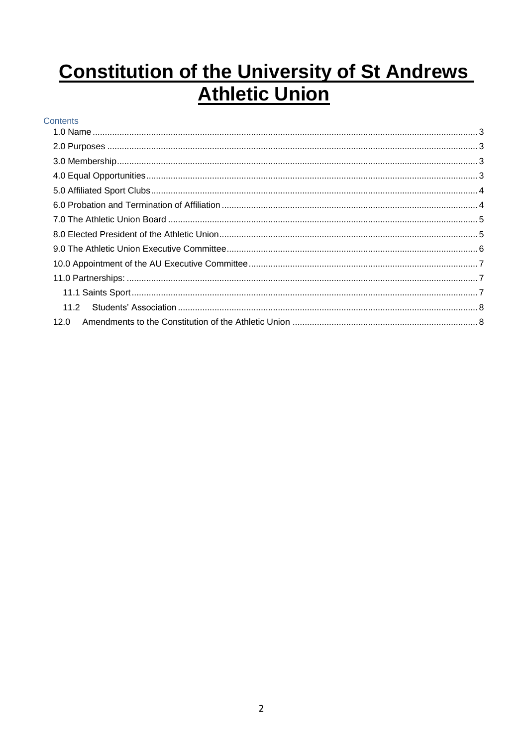# Constitution of the University of St Andrews Athletic Union

Contents

- 1.0 Name ........ 3
- 2.0 Purposes ........ 3
- 3.0 Membership ........ 3
- 4.0 Equal Opportunities ........ 3
- 5.0 Affiliated Sport Clubs ........ 4
- 6.0 Probation and Termination of Affiliation ........ 4
- 7.0 The Athletic Union Board ........ 5
- 8.0 Elected President of the Athletic Union ........ 5
- 9.0 The Athletic Union Executive Committee ........ 6
- 10.0 Appointment of the AU Executive Committee ........ 7
- 11.0 Partnerships: ........ 7
  - 11.1 Saints Sport ........ 7
  - 11.2 Students' Association ........ 8
- 12.0 Amendments to the Constitution of the Athletic Union ........ 8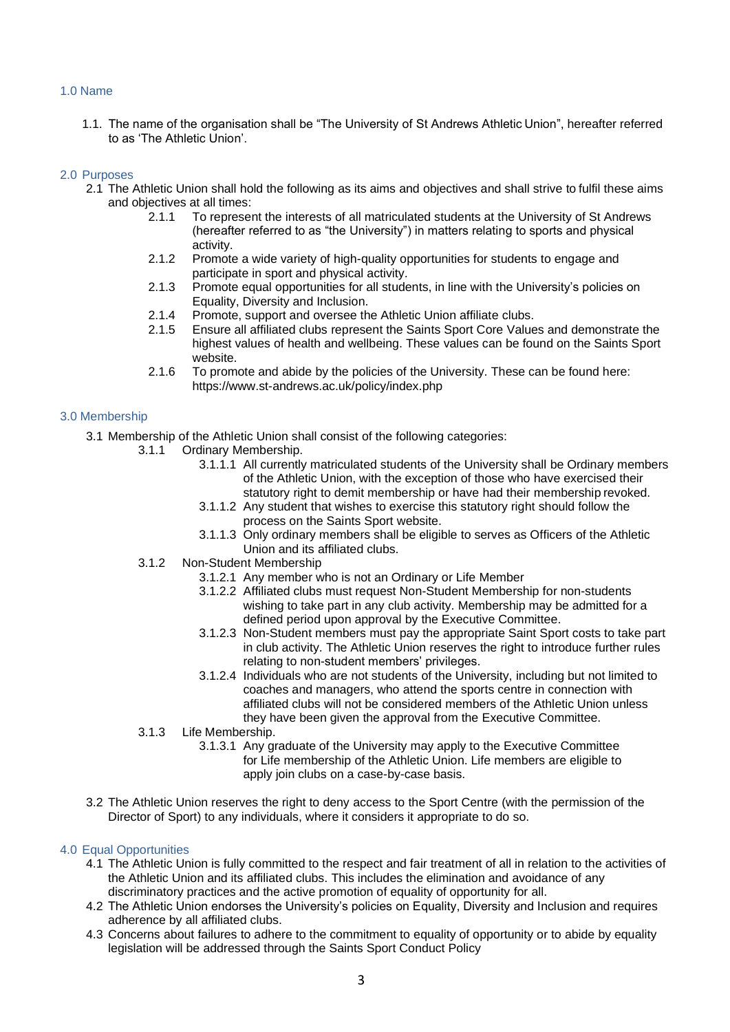## 1.0 Name

1.1. The name of the organisation shall be "The University of St Andrews Athletic Union", hereafter referred to as 'The Athletic Union'.

## 2.0 Purposes

2.1 The Athletic Union shall hold the following as its aims and objectives and shall strive to fulfil these aims and objectives at all times:

- 2.1.1 To represent the interests of all matriculated students at the University of St Andrews (hereafter referred to as "the University") in matters relating to sports and physical activity.
- 2.1.2 Promote a wide variety of high-quality opportunities for students to engage and participate in sport and physical activity.
- 2.1.3 Promote equal opportunities for all students, in line with the University's policies on Equality, Diversity and Inclusion.
- 2.1.4 Promote, support and oversee the Athletic Union affiliate clubs.
- 2.1.5 Ensure all affiliated clubs represent the Saints Sport Core Values and demonstrate the highest values of health and wellbeing. These values can be found on the Saints Sport website.
- 2.1.6 To promote and abide by the policies of the University. These can be found here: https://www.st-andrews.ac.uk/policy/index.php

## 3.0 Membership

3.1 Membership of the Athletic Union shall consist of the following categories:

- 3.1.1 Ordinary Membership.
  - 3.1.1.1 All currently matriculated students of the University shall be Ordinary members of the Athletic Union, with the exception of those who have exercised their statutory right to demit membership or have had their membership revoked.
  - 3.1.1.2 Any student that wishes to exercise this statutory right should follow the process on the Saints Sport website.
  - 3.1.1.3 Only ordinary members shall be eligible to serves as Officers of the Athletic Union and its affiliated clubs.
- 3.1.2 Non-Student Membership
  - 3.1.2.1 Any member who is not an Ordinary or Life Member
  - 3.1.2.2 Affiliated clubs must request Non-Student Membership for non-students wishing to take part in any club activity. Membership may be admitted for a defined period upon approval by the Executive Committee.
  - 3.1.2.3 Non-Student members must pay the appropriate Saint Sport costs to take part in club activity. The Athletic Union reserves the right to introduce further rules relating to non-student members' privileges.
  - 3.1.2.4 Individuals who are not students of the University, including but not limited to coaches and managers, who attend the sports centre in connection with affiliated clubs will not be considered members of the Athletic Union unless they have been given the approval from the Executive Committee.
- 3.1.3 Life Membership.
  - 3.1.3.1 Any graduate of the University may apply to the Executive Committee for Life membership of the Athletic Union. Life members are eligible to apply join clubs on a case-by-case basis.

3.2 The Athletic Union reserves the right to deny access to the Sport Centre (with the permission of the Director of Sport) to any individuals, where it considers it appropriate to do so.

## 4.0 Equal Opportunities

4.1 The Athletic Union is fully committed to the respect and fair treatment of all in relation to the activities of the Athletic Union and its affiliated clubs. This includes the elimination and avoidance of any discriminatory practices and the active promotion of equality of opportunity for all.

4.2 The Athletic Union endorses the University's policies on Equality, Diversity and Inclusion and requires adherence by all affiliated clubs.

4.3 Concerns about failures to adhere to the commitment to equality of opportunity or to abide by equality legislation will be addressed through the Saints Sport Conduct Policy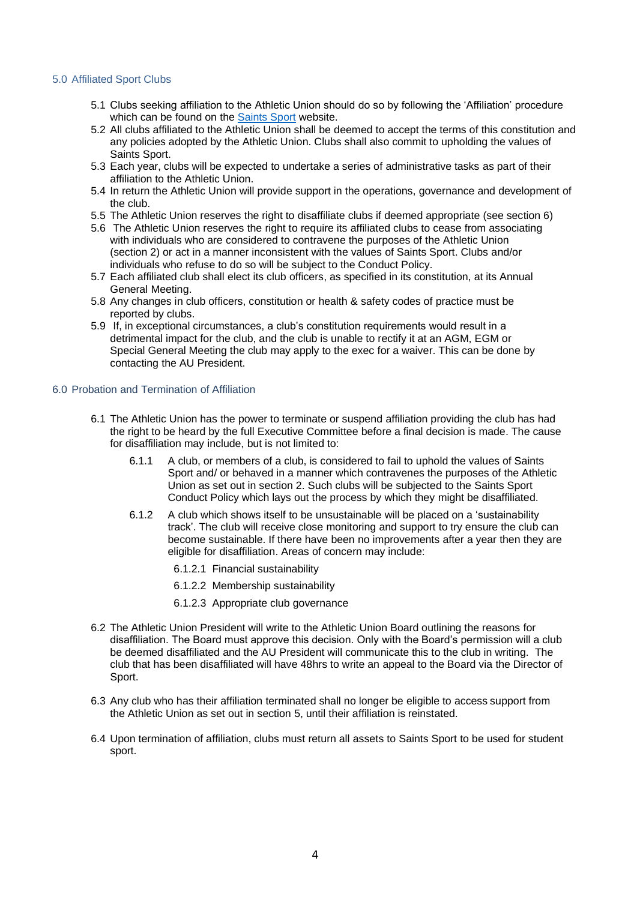## 5.0 Affiliated Sport Clubs

5.1 Clubs seeking affiliation to the Athletic Union should do so by following the 'Affiliation' procedure which can be found on the [Saints Sport]() website.

5.2 All clubs affiliated to the Athletic Union shall be deemed to accept the terms of this constitution and any policies adopted by the Athletic Union. Clubs shall also commit to upholding the values of Saints Sport.

5.3 Each year, clubs will be expected to undertake a series of administrative tasks as part of their affiliation to the Athletic Union.

5.4 In return the Athletic Union will provide support in the operations, governance and development of the club.

5.5 The Athletic Union reserves the right to disaffiliate clubs if deemed appropriate (see section 6)

5.6 The Athletic Union reserves the right to require its affiliated clubs to cease from associating with individuals who are considered to contravene the purposes of the Athletic Union (section 2) or act in a manner inconsistent with the values of Saints Sport. Clubs and/or individuals who refuse to do so will be subject to the Conduct Policy.

5.7 Each affiliated club shall elect its club officers, as specified in its constitution, at its Annual General Meeting.

5.8 Any changes in club officers, constitution or health & safety codes of practice must be reported by clubs.

5.9 If, in exceptional circumstances, a club's constitution requirements would result in a detrimental impact for the club, and the club is unable to rectify it at an AGM, EGM or Special General Meeting the club may apply to the exec for a waiver. This can be done by contacting the AU President.

## 6.0 Probation and Termination of Affiliation

6.1 The Athletic Union has the power to terminate or suspend affiliation providing the club has had the right to be heard by the full Executive Committee before a final decision is made. The cause for disaffiliation may include, but is not limited to:

- 6.1.1 A club, or members of a club, is considered to fail to uphold the values of Saints Sport and/ or behaved in a manner which contravenes the purposes of the Athletic Union as set out in section 2. Such clubs will be subjected to the Saints Sport Conduct Policy which lays out the process by which they might be disaffiliated.
- 6.1.2 A club which shows itself to be unsustainable will be placed on a 'sustainability track'. The club will receive close monitoring and support to try ensure the club can become sustainable. If there have been no improvements after a year then they are eligible for disaffiliation. Areas of concern may include:
  - 6.1.2.1 Financial sustainability
  - 6.1.2.2 Membership sustainability
  - 6.1.2.3 Appropriate club governance

6.2 The Athletic Union President will write to the Athletic Union Board outlining the reasons for disaffiliation. The Board must approve this decision. Only with the Board's permission will a club be deemed disaffiliated and the AU President will communicate this to the club in writing. The club that has been disaffiliated will have 48hrs to write an appeal to the Board via the Director of Sport.

6.3 Any club who has their affiliation terminated shall no longer be eligible to access support from the Athletic Union as set out in section 5, until their affiliation is reinstated.

6.4 Upon termination of affiliation, clubs must return all assets to Saints Sport to be used for student sport.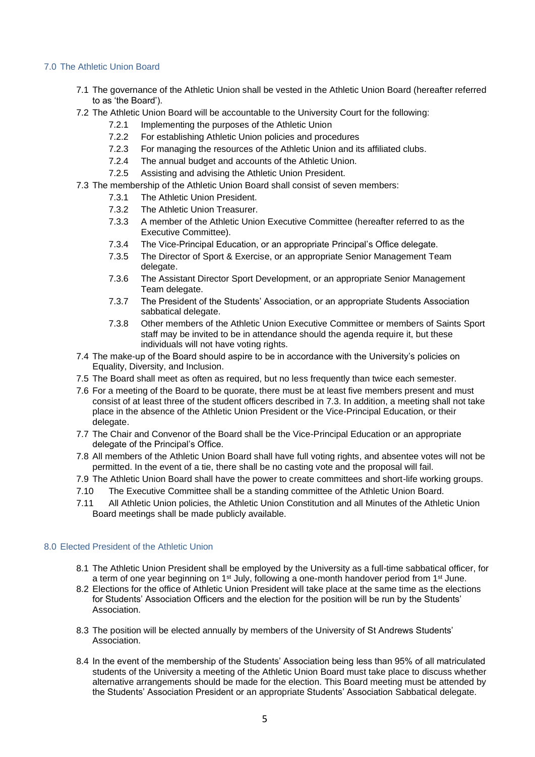## 7.0 The Athletic Union Board

7.1 The governance of the Athletic Union shall be vested in the Athletic Union Board (hereafter referred to as 'the Board').

7.2 The Athletic Union Board will be accountable to the University Court for the following:

- 7.2.1 Implementing the purposes of the Athletic Union
- 7.2.2 For establishing Athletic Union policies and procedures
- 7.2.3 For managing the resources of the Athletic Union and its affiliated clubs.
- 7.2.4 The annual budget and accounts of the Athletic Union.
- 7.2.5 Assisting and advising the Athletic Union President.

7.3 The membership of the Athletic Union Board shall consist of seven members:

- 7.3.1 The Athletic Union President.
- 7.3.2 The Athletic Union Treasurer.
- 7.3.3 A member of the Athletic Union Executive Committee (hereafter referred to as the Executive Committee).
- 7.3.4 The Vice-Principal Education, or an appropriate Principal's Office delegate.
- 7.3.5 The Director of Sport & Exercise, or an appropriate Senior Management Team delegate.
- 7.3.6 The Assistant Director Sport Development, or an appropriate Senior Management Team delegate.
- 7.3.7 The President of the Students' Association, or an appropriate Students Association sabbatical delegate.
- 7.3.8 Other members of the Athletic Union Executive Committee or members of Saints Sport staff may be invited to be in attendance should the agenda require it, but these individuals will not have voting rights.

7.4 The make-up of the Board should aspire to be in accordance with the University's policies on Equality, Diversity, and Inclusion.

7.5 The Board shall meet as often as required, but no less frequently than twice each semester.

7.6 For a meeting of the Board to be quorate, there must be at least five members present and must consist of at least three of the student officers described in 7.3. In addition, a meeting shall not take place in the absence of the Athletic Union President or the Vice-Principal Education, or their delegate.

7.7 The Chair and Convenor of the Board shall be the Vice-Principal Education or an appropriate delegate of the Principal's Office.

7.8 All members of the Athletic Union Board shall have full voting rights, and absentee votes will not be permitted. In the event of a tie, there shall be no casting vote and the proposal will fail.

7.9 The Athletic Union Board shall have the power to create committees and short-life working groups.

7.10 The Executive Committee shall be a standing committee of the Athletic Union Board.

7.11 All Athletic Union policies, the Athletic Union Constitution and all Minutes of the Athletic Union Board meetings shall be made publicly available.

## 8.0 Elected President of the Athletic Union

8.1 The Athletic Union President shall be employed by the University as a full-time sabbatical officer, for a term of one year beginning on 1st July, following a one-month handover period from 1st June.

8.2 Elections for the office of Athletic Union President will take place at the same time as the elections for Students' Association Officers and the election for the position will be run by the Students' Association.

8.3 The position will be elected annually by members of the University of St Andrews Students' Association.

8.4 In the event of the membership of the Students' Association being less than 95% of all matriculated students of the University a meeting of the Athletic Union Board must take place to discuss whether alternative arrangements should be made for the election. This Board meeting must be attended by the Students' Association President or an appropriate Students' Association Sabbatical delegate.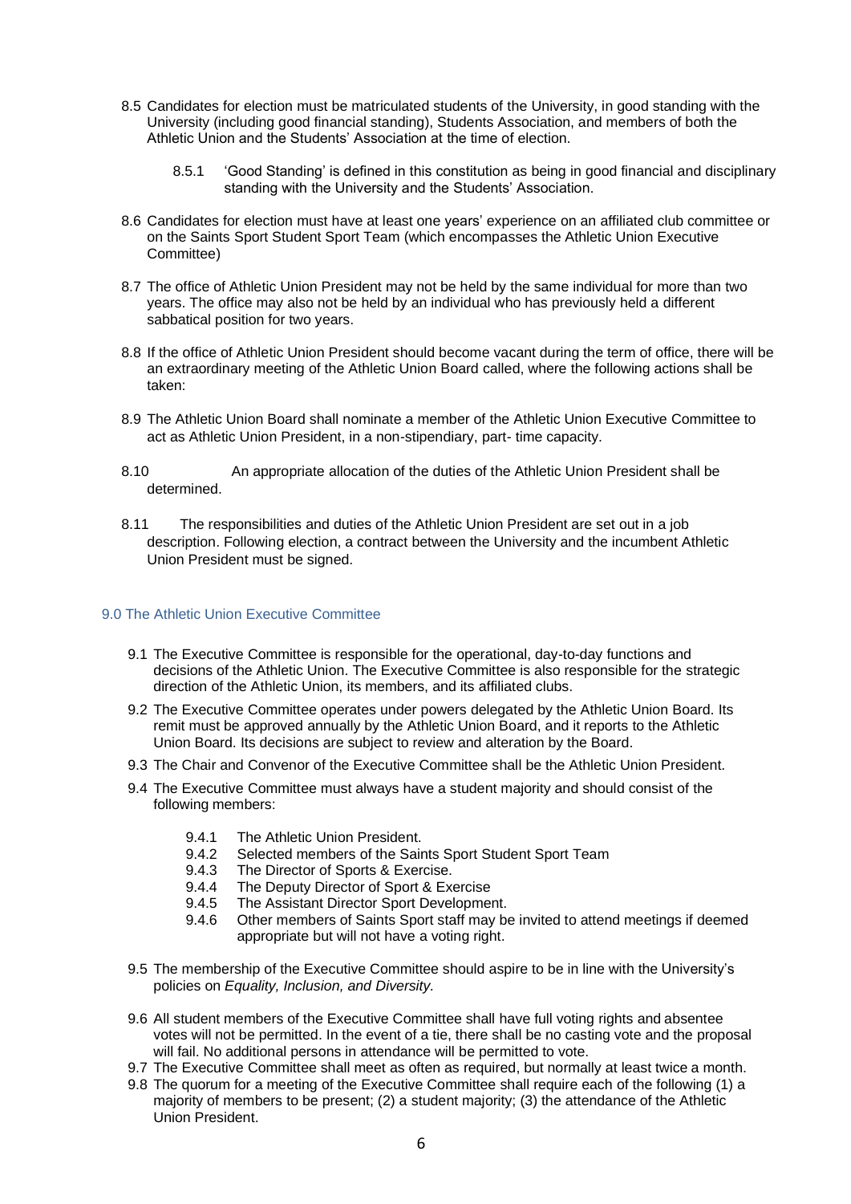8.5 Candidates for election must be matriculated students of the University, in good standing with the University (including good financial standing), Students Association, and members of both the Athletic Union and the Students' Association at the time of election.

  8.5.1 'Good Standing' is defined in this constitution as being in good financial and disciplinary standing with the University and the Students' Association.

8.6 Candidates for election must have at least one years' experience on an affiliated club committee or on the Saints Sport Student Sport Team (which encompasses the Athletic Union Executive Committee)

8.7 The office of Athletic Union President may not be held by the same individual for more than two years. The office may also not be held by an individual who has previously held a different sabbatical position for two years.

8.8 If the office of Athletic Union President should become vacant during the term of office, there will be an extraordinary meeting of the Athletic Union Board called, where the following actions shall be taken:

8.9 The Athletic Union Board shall nominate a member of the Athletic Union Executive Committee to act as Athletic Union President, in a non-stipendiary, part- time capacity.

8.10 An appropriate allocation of the duties of the Athletic Union President shall be determined.

8.11 The responsibilities and duties of the Athletic Union President are set out in a job description. Following election, a contract between the University and the incumbent Athletic Union President must be signed.

## 9.0 The Athletic Union Executive Committee

9.1 The Executive Committee is responsible for the operational, day-to-day functions and decisions of the Athletic Union. The Executive Committee is also responsible for the strategic direction of the Athletic Union, its members, and its affiliated clubs.

9.2 The Executive Committee operates under powers delegated by the Athletic Union Board. Its remit must be approved annually by the Athletic Union Board, and it reports to the Athletic Union Board. Its decisions are subject to review and alteration by the Board.

9.3 The Chair and Convenor of the Executive Committee shall be the Athletic Union President.

9.4 The Executive Committee must always have a student majority and should consist of the following members:

  9.4.1 The Athletic Union President.
  9.4.2 Selected members of the Saints Sport Student Sport Team
  9.4.3 The Director of Sports & Exercise.
  9.4.4 The Deputy Director of Sport & Exercise
  9.4.5 The Assistant Director Sport Development.
  9.4.6 Other members of Saints Sport staff may be invited to attend meetings if deemed appropriate but will not have a voting right.

9.5 The membership of the Executive Committee should aspire to be in line with the University's policies on *Equality, Inclusion, and Diversity.*

9.6 All student members of the Executive Committee shall have full voting rights and absentee votes will not be permitted. In the event of a tie, there shall be no casting vote and the proposal will fail. No additional persons in attendance will be permitted to vote.

9.7 The Executive Committee shall meet as often as required, but normally at least twice a month.

9.8 The quorum for a meeting of the Executive Committee shall require each of the following (1) a majority of members to be present; (2) a student majority; (3) the attendance of the Athletic Union President.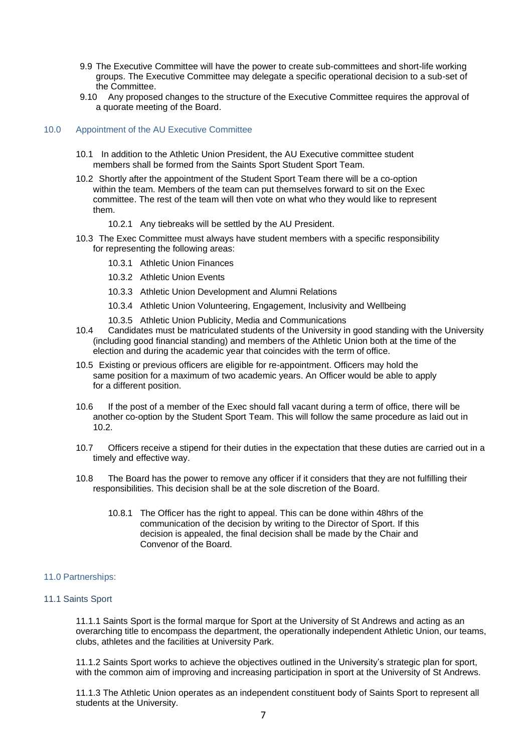9.9 The Executive Committee will have the power to create sub-committees and short-life working groups. The Executive Committee may delegate a specific operational decision to a sub-set of the Committee.

9.10 Any proposed changes to the structure of the Executive Committee requires the approval of a quorate meeting of the Board.

## 10.0 Appointment of the AU Executive Committee

10.1 In addition to the Athletic Union President, the AU Executive committee student members shall be formed from the Saints Sport Student Sport Team.

10.2 Shortly after the appointment of the Student Sport Team there will be a co-option within the team. Members of the team can put themselves forward to sit on the Exec committee. The rest of the team will then vote on what who they would like to represent them.

10.2.1 Any tiebreaks will be settled by the AU President.

10.3 The Exec Committee must always have student members with a specific responsibility for representing the following areas:

10.3.1 Athletic Union Finances

10.3.2 Athletic Union Events

10.3.3 Athletic Union Development and Alumni Relations

10.3.4 Athletic Union Volunteering, Engagement, Inclusivity and Wellbeing

10.3.5 Athletic Union Publicity, Media and Communications

10.4 Candidates must be matriculated students of the University in good standing with the University (including good financial standing) and members of the Athletic Union both at the time of the election and during the academic year that coincides with the term of office.

10.5 Existing or previous officers are eligible for re-appointment. Officers may hold the same position for a maximum of two academic years. An Officer would be able to apply for a different position.

10.6 If the post of a member of the Exec should fall vacant during a term of office, there will be another co-option by the Student Sport Team. This will follow the same procedure as laid out in 10.2.

10.7 Officers receive a stipend for their duties in the expectation that these duties are carried out in a timely and effective way.

10.8 The Board has the power to remove any officer if it considers that they are not fulfilling their responsibilities. This decision shall be at the sole discretion of the Board.

10.8.1 The Officer has the right to appeal. This can be done within 48hrs of the communication of the decision by writing to the Director of Sport. If this decision is appealed, the final decision shall be made by the Chair and Convenor of the Board.

## 11.0 Partnerships:

### 11.1 Saints Sport

11.1.1 Saints Sport is the formal marque for Sport at the University of St Andrews and acting as an overarching title to encompass the department, the operationally independent Athletic Union, our teams, clubs, athletes and the facilities at University Park.

11.1.2 Saints Sport works to achieve the objectives outlined in the University's strategic plan for sport, with the common aim of improving and increasing participation in sport at the University of St Andrews.

11.1.3 The Athletic Union operates as an independent constituent body of Saints Sport to represent all students at the University.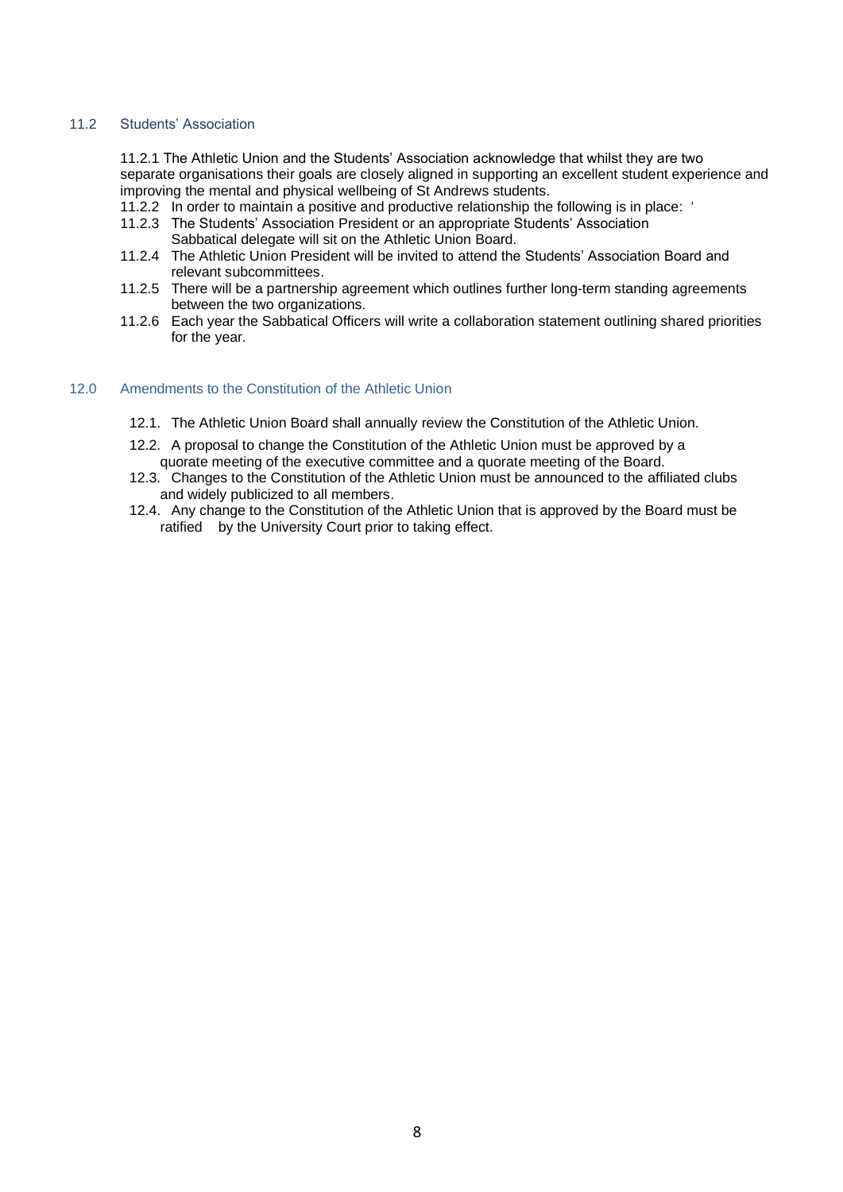## 11.2 Students' Association

11.2.1 The Athletic Union and the Students' Association acknowledge that whilst they are two separate organisations their goals are closely aligned in supporting an excellent student experience and improving the mental and physical wellbeing of St Andrews students.

11.2.2 In order to maintain a positive and productive relationship the following is in place: '

11.2.3 The Students' Association President or an appropriate Students' Association Sabbatical delegate will sit on the Athletic Union Board.

11.2.4 The Athletic Union President will be invited to attend the Students' Association Board and relevant subcommittees.

11.2.5 There will be a partnership agreement which outlines further long-term standing agreements between the two organizations.

11.2.6 Each year the Sabbatical Officers will write a collaboration statement outlining shared priorities for the year.

## 12.0 Amendments to the Constitution of the Athletic Union

12.1. The Athletic Union Board shall annually review the Constitution of the Athletic Union.

12.2. A proposal to change the Constitution of the Athletic Union must be approved by a quorate meeting of the executive committee and a quorate meeting of the Board.

12.3. Changes to the Constitution of the Athletic Union must be announced to the affiliated clubs and widely publicized to all members.

12.4. Any change to the Constitution of the Athletic Union that is approved by the Board must be ratified by the University Court prior to taking effect.